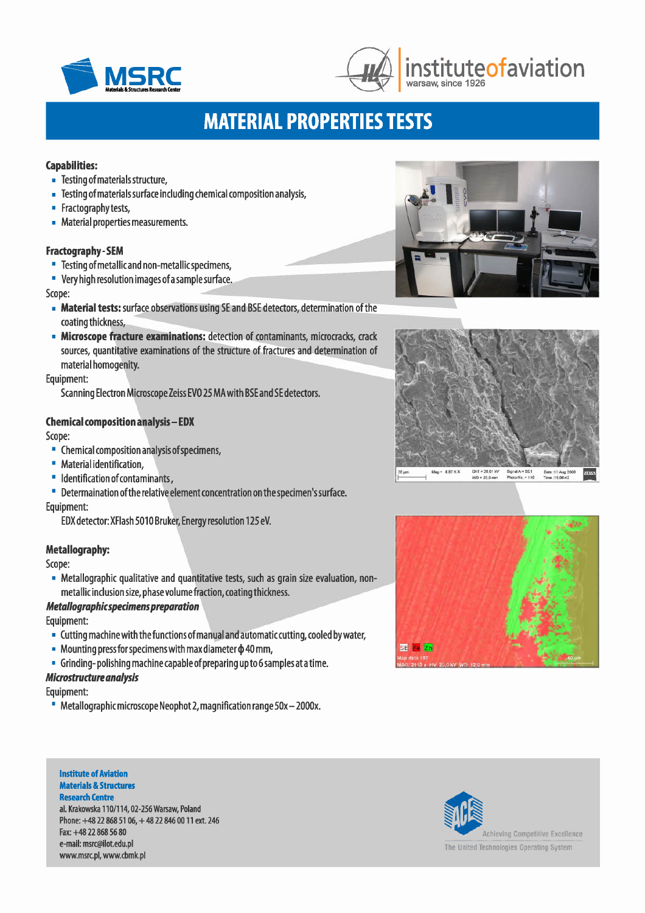# MATERIAL PROPERTIES TESTS

**Capabilities:**

- Testing of materials structure,
- Testing of materials surface including chemical composition analysis,
- Fractography tests,
- Material properties measurements.

**Fractography - SEM**

- Testing of metallic and non-metallic specimens,
- Very high resolution images of a sample surface.

Scope:

- **Material tests:** surface observations using SE and BSE detectors, determination of the coating thickness,
- **Microscope fracture examinations:** detection of contaminants, microcracks, crack sources, quantitative examinations of the structure of fractures and determination of material homogenity.

Equipment:

Scanning Electron Microscope Zeiss EVO 25 MA with BSE and SE detectors.

**Chemical composition analysis – EDX**

Scope:

- Chemical composition analysis of specimens,
- Material identification,
- Identification of contaminants,
- Determaination of the relative element concentration on the specimen's surface.

Equipment:

EDX detector: XFlash 5010 Bruker, Energy resolution 125 eV.

**Metallography:**

Scope:

- Metallographic qualitative and quantitative tests, such as grain size evaluation, non-metallic inclusion size, phase volume fraction, coating thickness.

***Metallographic specimens preparation***

Equipment:

- Cutting machine with the functions of manual and automatic cutting, cooled by water,
- Mounting press for specimens with max diameter ϕ 40 mm,
- Grinding-polishing machine capable of preparing up to 6 samples at a time.

***Microstructure analysis***

Equipment:

- Metallographic microscope Neophot 2, magnification range 50x – 2000x.

**Institute of Aviation**
**Materials & Structures**
**Research Centre**
al. Krakowska 110/114, 02-256 Warsaw, Poland
Phone: +48 22 868 51 06, + 48 22 846 00 11 ext. 246
Fax: +48 22 868 56 80
e-mail: msrc@ilot.edu.pl
www.msrc.pl, www.cbmk.pl

Achieving Competitive Excellence
The United Technologies Operating System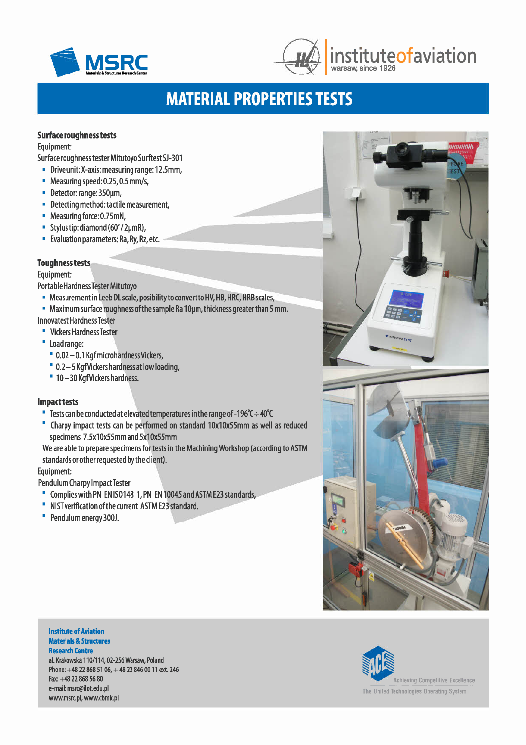# MATERIAL PROPERTIES TESTS

**Surface roughness tests**

Equipment:

Surface roughness tester Mitutoyo Surftest SJ-301

- Drive unit: X-axis: measuring range: 12.5mm,
- Measuring speed: 0.25, 0.5 mm/s,
- Detector: range: 350µm,
- Detecting method: tactile measurement,
- Measuring force: 0.75mN,
- Stylus tip: diamond (60° / 2µmR),
- Evaluation parameters: Ra, Ry, Rz, etc.

**Toughness tests**

Equipment:

Portable Hardness Tester Mitutoyo

- Measurement in Leeb DL scale, posibility to convert to HV, HB, HRC, HRB scales,
- Maximum surface roughness of the sample Ra 10µm, thickness greater than 5 mm.

Innovatest Hardness Tester

- Vickers Hardness Tester
- Load range:
  - 0.02 – 0.1 Kgf microhardness Vickers,
  - 0.2 – 5 Kgf Vickers hardness at low loading,
  - 10 – 30 Kgf Vickers hardness.

**Impact tests**

- Tests can be conducted at elevated temperatures in the range of -196°C ÷ 40°C
- Charpy impact tests can be performed on standard 10x10x55mm as well as reduced specimens 7.5x10x55mm and 5x10x55mm

We are able to prepare specimens for tests in the Machining Workshop (according to ASTM standards or other requested by the client).

Equipment:

Pendulum Charpy Impact Tester

- Complies with PN-EN ISO148-1, PN-EN 10045 and ASTM E23 standards,
- NIST verification of the current ASTM E23 standard,
- Pendulum energy 300J.

**Institute of Aviation**
**Materials & Structures**
**Research Centre**
al. Krakowska 110/114, 02-256 Warsaw, Poland
Phone: +48 22 868 51 06, + 48 22 846 00 11 ext. 246
Fax: +48 22 868 56 80
e-mail: msrc@ilot.edu.pl
www.msrc.pl, www.cbmk.pl

Achieving Competitive Excellence
The United Technologies Operating System